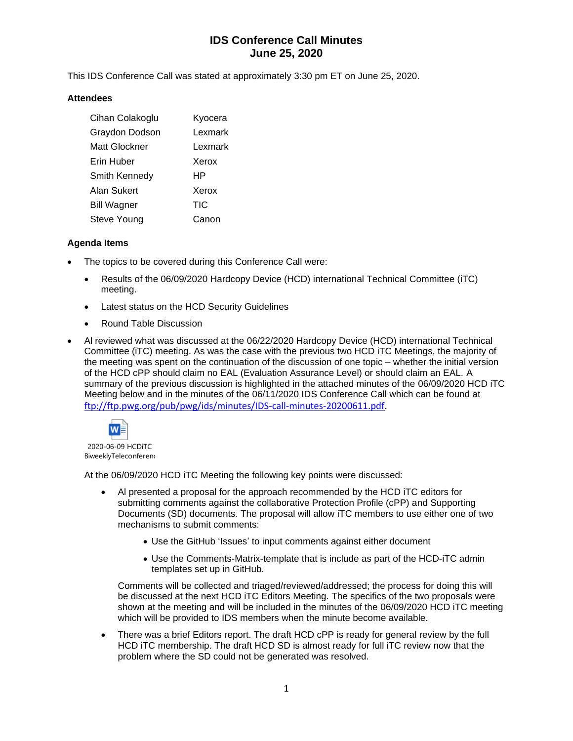# IDS Conference Call Minutes
# June 25, 2020

This IDS Conference Call was stated at approximately 3:30 pm ET on June 25, 2020.

### Attendees

| | |
|---|---|
| Cihan Colakoglu | Kyocera |
| Graydon Dodson | Lexmark |
| Matt Glockner | Lexmark |
| Erin Huber | Xerox |
| Smith Kennedy | HP |
| Alan Sukert | Xerox |
| Bill Wagner | TIC |
| Steve Young | Canon |

### Agenda Items

- The topics to be covered during this Conference Call were:
  - Results of the 06/09/2020 Hardcopy Device (HCD) international Technical Committee (iTC) meeting.
  - Latest status on the HCD Security Guidelines
  - Round Table Discussion
- Al reviewed what was discussed at the 06/22/2020 Hardcopy Device (HCD) international Technical Committee (iTC) meeting. As was the case with the previous two HCD iTC Meetings, the majority of the meeting was spent on the continuation of the discussion of one topic – whether the initial version of the HCD cPP should claim no EAL (Evaluation Assurance Level) or should claim an EAL. A summary of the previous discussion is highlighted in the attached minutes of the 06/09/2020 HCD iTC Meeting below and in the minutes of the 06/11/2020 IDS Conference Call which can be found at ftp://ftp.pwg.org/pub/pwg/ids/minutes/IDS-call-minutes-20200611.pdf.

  2020-06-09 HCDiTC BiweeklyTeleconferenc

  At the 06/09/2020 HCD iTC Meeting the following key points were discussed:

  - Al presented a proposal for the approach recommended by the HCD iTC editors for submitting comments against the collaborative Protection Profile (cPP) and Supporting Documents (SD) documents. The proposal will allow iTC members to use either one of two mechanisms to submit comments:
    - Use the GitHub 'Issues' to input comments against either document
    - Use the Comments-Matrix-template that is include as part of the HCD-iTC admin templates set up in GitHub.

    Comments will be collected and triaged/reviewed/addressed; the process for doing this will be discussed at the next HCD iTC Editors Meeting. The specifics of the two proposals were shown at the meeting and will be included in the minutes of the 06/09/2020 HCD iTC meeting which will be provided to IDS members when the minute become available.
  - There was a brief Editors report. The draft HCD cPP is ready for general review by the full HCD iTC membership. The draft HCD SD is almost ready for full iTC review now that the problem where the SD could not be generated was resolved.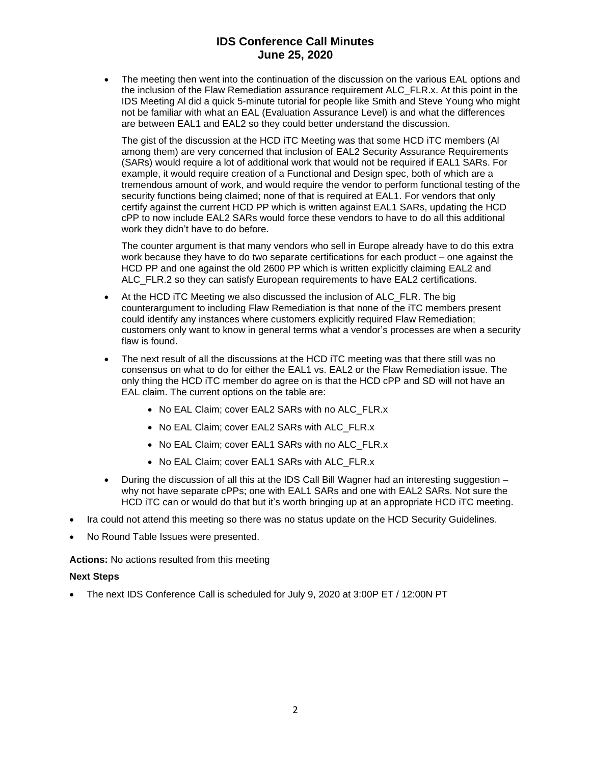- The meeting then went into the continuation of the discussion on the various EAL options and the inclusion of the Flaw Remediation assurance requirement ALC_FLR.x. At this point in the IDS Meeting Al did a quick 5-minute tutorial for people like Smith and Steve Young who might not be familiar with what an EAL (Evaluation Assurance Level) is and what the differences are between EAL1 and EAL2 so they could better understand the discussion.

  The gist of the discussion at the HCD iTC Meeting was that some HCD iTC members (Al among them) are very concerned that inclusion of EAL2 Security Assurance Requirements (SARs) would require a lot of additional work that would not be required if EAL1 SARs. For example, it would require creation of a Functional and Design spec, both of which are a tremendous amount of work, and would require the vendor to perform functional testing of the security functions being claimed; none of that is required at EAL1. For vendors that only certify against the current HCD PP which is written against EAL1 SARs, updating the HCD cPP to now include EAL2 SARs would force these vendors to have to do all this additional work they didn't have to do before.

  The counter argument is that many vendors who sell in Europe already have to do this extra work because they have to do two separate certifications for each product – one against the HCD PP and one against the old 2600 PP which is written explicitly claiming EAL2 and ALC_FLR.2 so they can satisfy European requirements to have EAL2 certifications.

- At the HCD iTC Meeting we also discussed the inclusion of ALC_FLR. The big counterargument to including Flaw Remediation is that none of the iTC members present could identify any instances where customers explicitly required Flaw Remediation; customers only want to know in general terms what a vendor's processes are when a security flaw is found.

- The next result of all the discussions at the HCD iTC meeting was that there still was no consensus on what to do for either the EAL1 vs. EAL2 or the Flaw Remediation issue. The only thing the HCD iTC member do agree on is that the HCD cPP and SD will not have an EAL claim. The current options on the table are:

  - No EAL Claim; cover EAL2 SARs with no ALC_FLR.x
  - No EAL Claim; cover EAL2 SARs with ALC_FLR.x
  - No EAL Claim; cover EAL1 SARs with no ALC_FLR.x
  - No EAL Claim; cover EAL1 SARs with ALC_FLR.x

- During the discussion of all this at the IDS Call Bill Wagner had an interesting suggestion – why not have separate cPPs; one with EAL1 SARs and one with EAL2 SARs. Not sure the HCD iTC can or would do that but it's worth bringing up at an appropriate HCD iTC meeting.

- Ira could not attend this meeting so there was no status update on the HCD Security Guidelines.
- No Round Table Issues were presented.

**Actions:** No actions resulted from this meeting

**Next Steps**

- The next IDS Conference Call is scheduled for July 9, 2020 at 3:00P ET / 12:00N PT